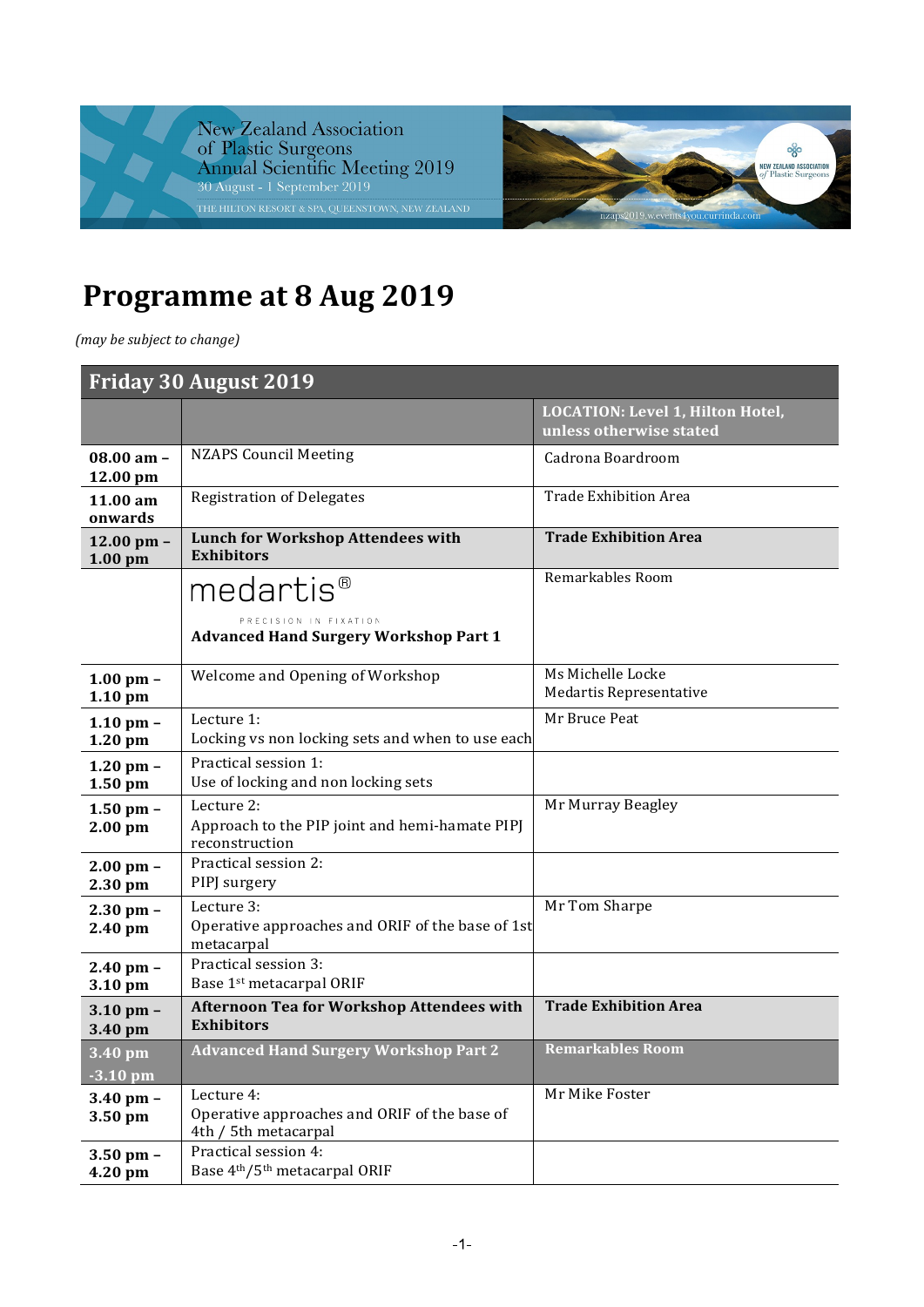New Zealand Association of Plastic Surgeons Annual Scientific Meeting 2019

30 August - 1 September 2019

THE HILTON RESORT & SPA, QUEENSTOWN, NEW ZEALAND

nzaps2019.w.events4you.currinda.com

# Programme at 8 Aug 2019

*(may be subject to change)*

| Friday 30 August 2019 | | |
|---|---|---|
| | | **LOCATION: Level 1, Hilton Hotel, unless otherwise stated** |
| **08.00 am – 12.00 pm** | NZAPS Council Meeting | Cadrona Boardroom |
| **11.00 am onwards** | Registration of Delegates | Trade Exhibition Area |
| **12.00 pm – 1.00 pm** | **Lunch for Workshop Attendees with Exhibitors** | **Trade Exhibition Area** |
| | medartis® PRECISION IN FIXATION **Advanced Hand Surgery Workshop Part 1** | Remarkables Room |
| **1.00 pm – 1.10 pm** | Welcome and Opening of Workshop | Ms Michelle Locke Medartis Representative |
| **1.10 pm – 1.20 pm** | Lecture 1: Locking vs non locking sets and when to use each | Mr Bruce Peat |
| **1.20 pm – 1.50 pm** | Practical session 1: Use of locking and non locking sets | |
| **1.50 pm – 2.00 pm** | Lecture 2: Approach to the PIP joint and hemi-hamate PIPJ reconstruction | Mr Murray Beagley |
| **2.00 pm – 2.30 pm** | Practical session 2: PIPJ surgery | |
| **2.30 pm – 2.40 pm** | Lecture 3: Operative approaches and ORIF of the base of 1st metacarpal | Mr Tom Sharpe |
| **2.40 pm – 3.10 pm** | Practical session 3: Base 1st metacarpal ORIF | |
| **3.10 pm – 3.40 pm** | **Afternoon Tea for Workshop Attendees with Exhibitors** | **Trade Exhibition Area** |
| **3.40 pm -3.10 pm** | **Advanced Hand Surgery Workshop Part 2** | **Remarkables Room** |
| **3.40 pm – 3.50 pm** | Lecture 4: Operative approaches and ORIF of the base of 4th / 5th metacarpal | Mr Mike Foster |
| **3.50 pm – 4.20 pm** | Practical session 4: Base 4th/5th metacarpal ORIF | |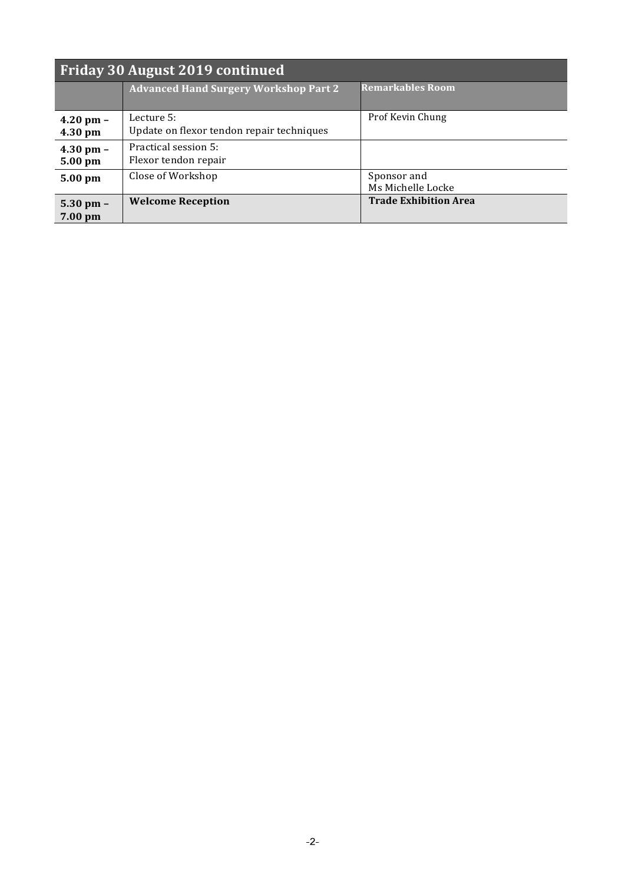## Friday 30 August 2019 continued

| | Advanced Hand Surgery Workshop Part 2 | Remarkables Room |
|---|---|---|
| **4.20 pm – 4.30 pm** | Lecture 5: Update on flexor tendon repair techniques | Prof Kevin Chung |
| **4.30 pm – 5.00 pm** | Practical session 5: Flexor tendon repair | |
| **5.00 pm** | Close of Workshop | Sponsor and Ms Michelle Locke |
| **5.30 pm – 7.00 pm** | **Welcome Reception** | **Trade Exhibition Area** |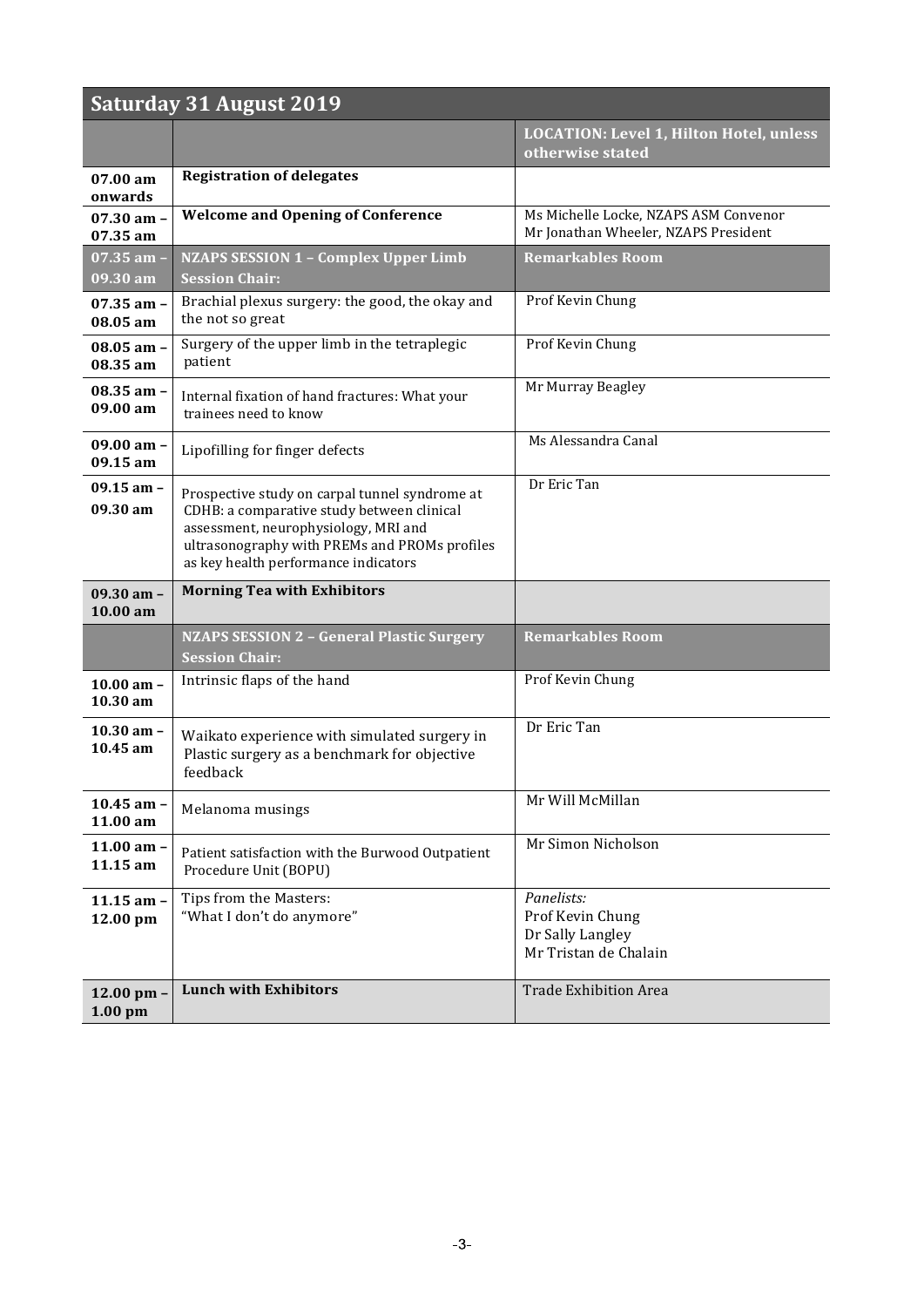## Saturday 31 August 2019

| | | LOCATION: Level 1, Hilton Hotel, unless otherwise stated |
|---|---|---|
| **07.00 am onwards** | **Registration of delegates** | |
| **07.30 am – 07.35 am** | **Welcome and Opening of Conference** | Ms Michelle Locke, NZAPS ASM Convenor<br>Mr Jonathan Wheeler, NZAPS President |
| **07.35 am – 09.30 am** | **NZAPS SESSION 1 – Complex Upper Limb**<br>**Session Chair:** | **Remarkables Room** |
| **07.35 am – 08.05 am** | Brachial plexus surgery: the good, the okay and the not so great | Prof Kevin Chung |
| **08.05 am – 08.35 am** | Surgery of the upper limb in the tetraplegic patient | Prof Kevin Chung |
| **08.35 am – 09.00 am** | Internal fixation of hand fractures: What your trainees need to know | Mr Murray Beagley |
| **09.00 am – 09.15 am** | Lipofilling for finger defects | Ms Alessandra Canal |
| **09.15 am – 09.30 am** | Prospective study on carpal tunnel syndrome at CDHB: a comparative study between clinical assessment, neurophysiology, MRI and ultrasonography with PREMs and PROMs profiles as key health performance indicators | Dr Eric Tan |
| **09.30 am – 10.00 am** | **Morning Tea with Exhibitors** | |
| | **NZAPS SESSION 2 – General Plastic Surgery**<br>**Session Chair:** | **Remarkables Room** |
| **10.00 am – 10.30 am** | Intrinsic flaps of the hand | Prof Kevin Chung |
| **10.30 am – 10.45 am** | Waikato experience with simulated surgery in Plastic surgery as a benchmark for objective feedback | Dr Eric Tan |
| **10.45 am – 11.00 am** | Melanoma musings | Mr Will McMillan |
| **11.00 am – 11.15 am** | Patient satisfaction with the Burwood Outpatient Procedure Unit (BOPU) | Mr Simon Nicholson |
| **11.15 am – 12.00 pm** | Tips from the Masters:<br>"What I don't do anymore" | *Panelists:*<br>Prof Kevin Chung<br>Dr Sally Langley<br>Mr Tristan de Chalain |
| **12.00 pm – 1.00 pm** | **Lunch with Exhibitors** | Trade Exhibition Area |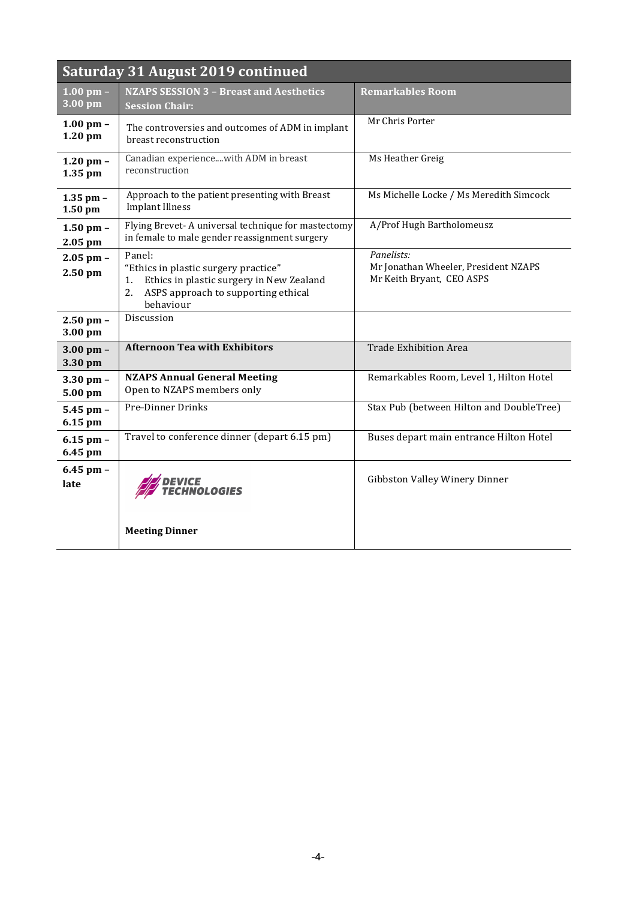## Saturday 31 August 2019 continued

| 1.00 pm – 3.00 pm | NZAPS SESSION 3 – Breast and Aesthetics Session Chair: | Remarkables Room |
|---|---|---|
| 1.00 pm – 1.20 pm | The controversies and outcomes of ADM in implant breast reconstruction | Mr Chris Porter |
| 1.20 pm – 1.35 pm | Canadian experience....with ADM in breast reconstruction | Ms Heather Greig |
| 1.35 pm – 1.50 pm | Approach to the patient presenting with Breast Implant Illness | Ms Michelle Locke / Ms Meredith Simcock |
| 1.50 pm – 2.05 pm | Flying Brevet- A universal technique for mastectomy in female to male gender reassignment surgery | A/Prof Hugh Bartholomeusz |
| 2.05 pm – 2.50 pm | Panel: "Ethics in plastic surgery practice" 1. Ethics in plastic surgery in New Zealand 2. ASPS approach to supporting ethical behaviour | *Panelists:* Mr Jonathan Wheeler, President NZAPS Mr Keith Bryant, CEO ASPS |
| 2.50 pm – 3.00 pm | Discussion | |
| 3.00 pm – 3.30 pm | **Afternoon Tea with Exhibitors** | Trade Exhibition Area |
| 3.30 pm – 5.00 pm | **NZAPS Annual General Meeting** Open to NZAPS members only | Remarkables Room, Level 1, Hilton Hotel |
| 5.45 pm – 6.15 pm | Pre-Dinner Drinks | Stax Pub (between Hilton and DoubleTree) |
| 6.15 pm – 6.45 pm | Travel to conference dinner (depart 6.15 pm) | Buses depart main entrance Hilton Hotel |
| 6.45 pm – late | DEVICE TECHNOLOGIES **Meeting Dinner** | Gibbston Valley Winery Dinner |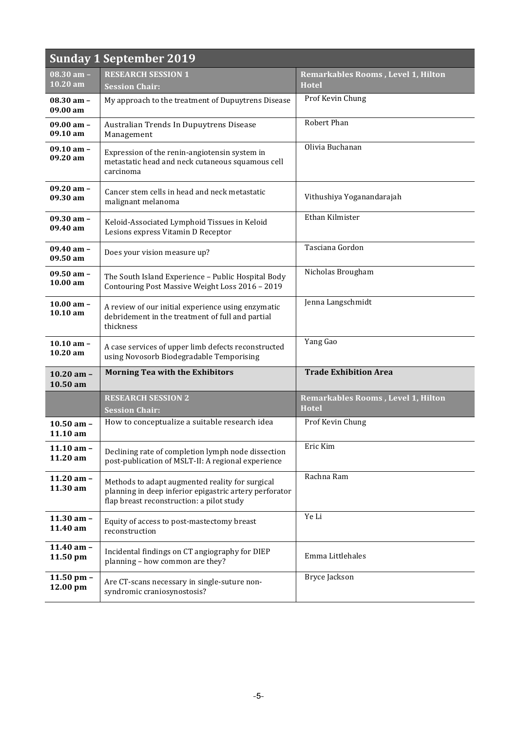## Sunday 1 September 2019

| 08.30 am – 10.20 am | RESEARCH SESSION 1 Session Chair: | Remarkables Rooms , Level 1, Hilton Hotel |
|---|---|---|
| 08.30 am – 09.00 am | My approach to the treatment of Dupuytrens Disease | Prof Kevin Chung |
| 09.00 am – 09.10 am | Australian Trends In Dupuytrens Disease Management | Robert Phan |
| 09.10 am – 09.20 am | Expression of the renin-angiotensin system in metastatic head and neck cutaneous squamous cell carcinoma | Olivia Buchanan |
| 09.20 am – 09.30 am | Cancer stem cells in head and neck metastatic malignant melanoma | Vithushiya Yoganandarajah |
| 09.30 am – 09.40 am | Keloid-Associated Lymphoid Tissues in Keloid Lesions express Vitamin D Receptor | Ethan Kilmister |
| 09.40 am – 09.50 am | Does your vision measure up? | Tasciana Gordon |
| 09.50 am – 10.00 am | The South Island Experience – Public Hospital Body Contouring Post Massive Weight Loss 2016 – 2019 | Nicholas Brougham |
| 10.00 am – 10.10 am | A review of our initial experience using enzymatic debridement in the treatment of full and partial thickness | Jenna Langschmidt |
| 10.10 am – 10.20 am | A case services of upper limb defects reconstructed using Novosorb Biodegradable Temporising | Yang Gao |
| **10.20 am – 10.50 am** | **Morning Tea with the Exhibitors** | **Trade Exhibition Area** |
| | **RESEARCH SESSION 2 Session Chair:** | **Remarkables Rooms , Level 1, Hilton Hotel** |
| 10.50 am – 11.10 am | How to conceptualize a suitable research idea | Prof Kevin Chung |
| 11.10 am – 11.20 am | Declining rate of completion lymph node dissection post-publication of MSLT-II: A regional experience | Eric Kim |
| 11.20 am – 11.30 am | Methods to adapt augmented reality for surgical planning in deep inferior epigastric artery perforator flap breast reconstruction: a pilot study | Rachna Ram |
| 11.30 am – 11.40 am | Equity of access to post-mastectomy breast reconstruction | Ye Li |
| 11.40 am – 11.50 pm | Incidental findings on CT angiography for DIEP planning – how common are they? | Emma Littlehales |
| 11.50 pm – 12.00 pm | Are CT-scans necessary in single-suture non-syndromic craniosynostosis? | Bryce Jackson |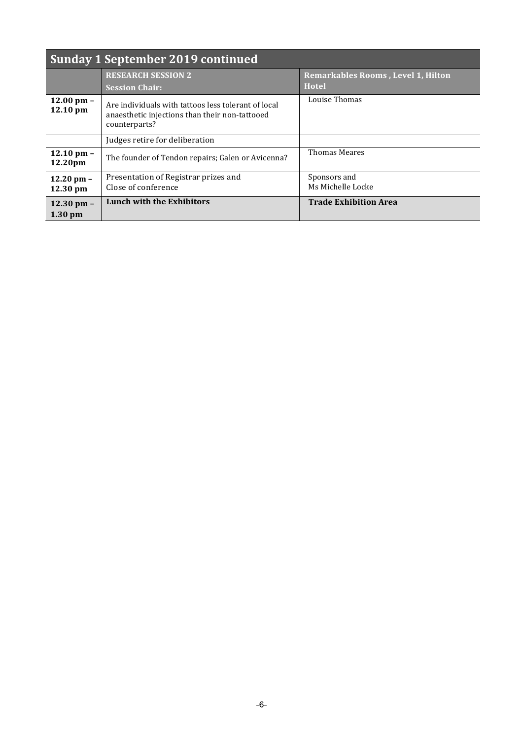## Sunday 1 September 2019 continued

| | RESEARCH SESSION 2<br>Session Chair: | Remarkables Rooms , Level 1, Hilton Hotel |
|---|---|---|
| **12.00 pm – 12.10 pm** | Are individuals with tattoos less tolerant of local anaesthetic injections than their non-tattooed counterparts? | Louise Thomas |
| | Judges retire for deliberation | |
| **12.10 pm – 12.20pm** | The founder of Tendon repairs; Galen or Avicenna? | Thomas Meares |
| **12.20 pm – 12.30 pm** | Presentation of Registrar prizes and Close of conference | Sponsors and Ms Michelle Locke |
| **12.30 pm – 1.30 pm** | **Lunch with the Exhibitors** | **Trade Exhibition Area** |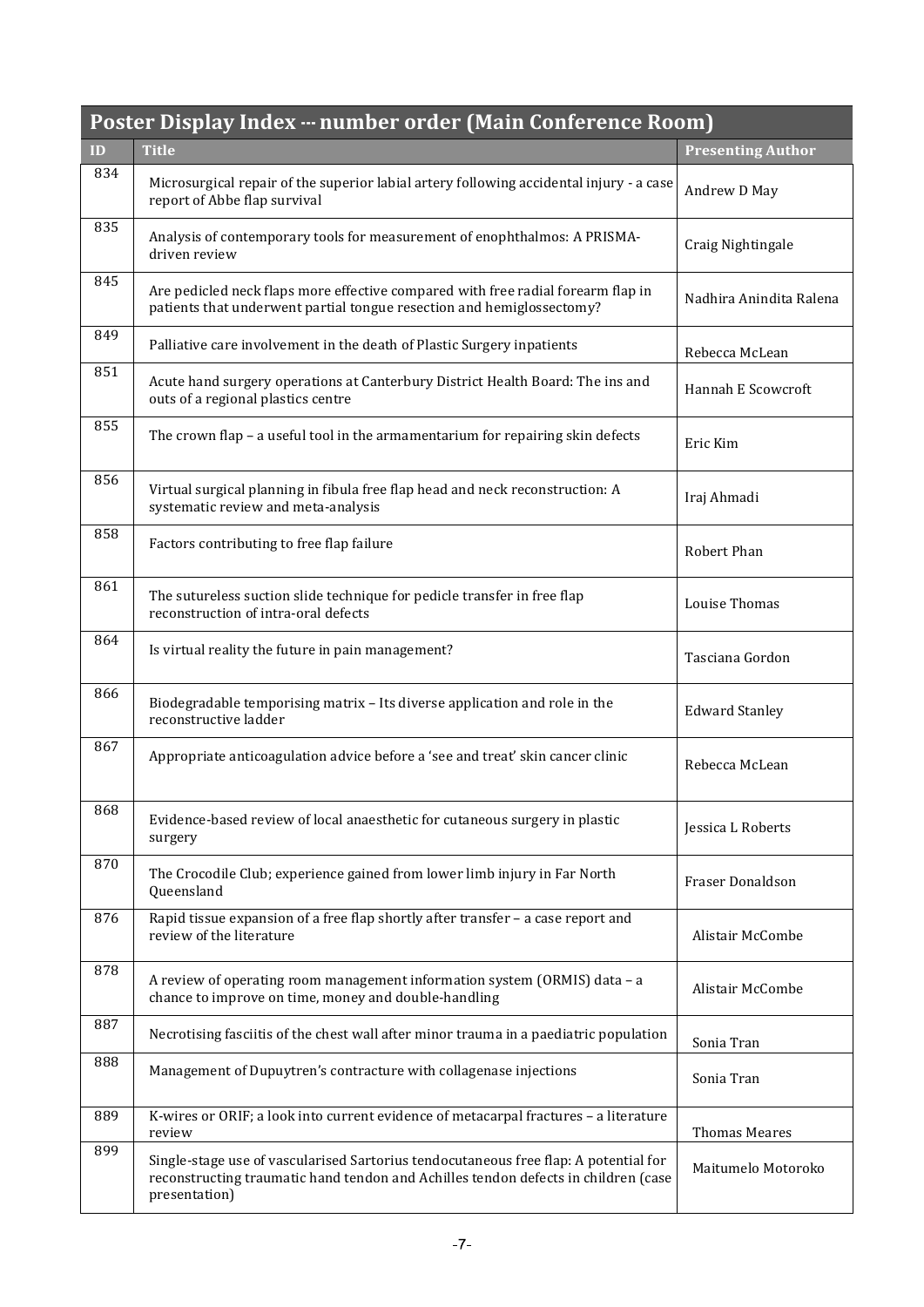## Poster Display Index --- number order (Main Conference Room)

| ID | Title | Presenting Author |
|---|---|---|
| 834 | Microsurgical repair of the superior labial artery following accidental injury - a case report of Abbe flap survival | Andrew D May |
| 835 | Analysis of contemporary tools for measurement of enophthalmos: A PRISMA-driven review | Craig Nightingale |
| 845 | Are pedicled neck flaps more effective compared with free radial forearm flap in patients that underwent partial tongue resection and hemiglossectomy? | Nadhira Anindita Ralena |
| 849 | Palliative care involvement in the death of Plastic Surgery inpatients | Rebecca McLean |
| 851 | Acute hand surgery operations at Canterbury District Health Board: The ins and outs of a regional plastics centre | Hannah E Scowcroft |
| 855 | The crown flap – a useful tool in the armamentarium for repairing skin defects | Eric Kim |
| 856 | Virtual surgical planning in fibula free flap head and neck reconstruction: A systematic review and meta-analysis | Iraj Ahmadi |
| 858 | Factors contributing to free flap failure | Robert Phan |
| 861 | The sutureless suction slide technique for pedicle transfer in free flap reconstruction of intra-oral defects | Louise Thomas |
| 864 | Is virtual reality the future in pain management? | Tasciana Gordon |
| 866 | Biodegradable temporising matrix – Its diverse application and role in the reconstructive ladder | Edward Stanley |
| 867 | Appropriate anticoagulation advice before a 'see and treat' skin cancer clinic | Rebecca McLean |
| 868 | Evidence-based review of local anaesthetic for cutaneous surgery in plastic surgery | Jessica L Roberts |
| 870 | The Crocodile Club; experience gained from lower limb injury in Far North Queensland | Fraser Donaldson |
| 876 | Rapid tissue expansion of a free flap shortly after transfer – a case report and review of the literature | Alistair McCombe |
| 878 | A review of operating room management information system (ORMIS) data – a chance to improve on time, money and double-handling | Alistair McCombe |
| 887 | Necrotising fasciitis of the chest wall after minor trauma in a paediatric population | Sonia Tran |
| 888 | Management of Dupuytren's contracture with collagenase injections | Sonia Tran |
| 889 | K-wires or ORIF; a look into current evidence of metacarpal fractures – a literature review | Thomas Meares |
| 899 | Single-stage use of vascularised Sartorius tendocutaneous free flap: A potential for reconstructing traumatic hand tendon and Achilles tendon defects in children (case presentation) | Maitumelo Motoroko |